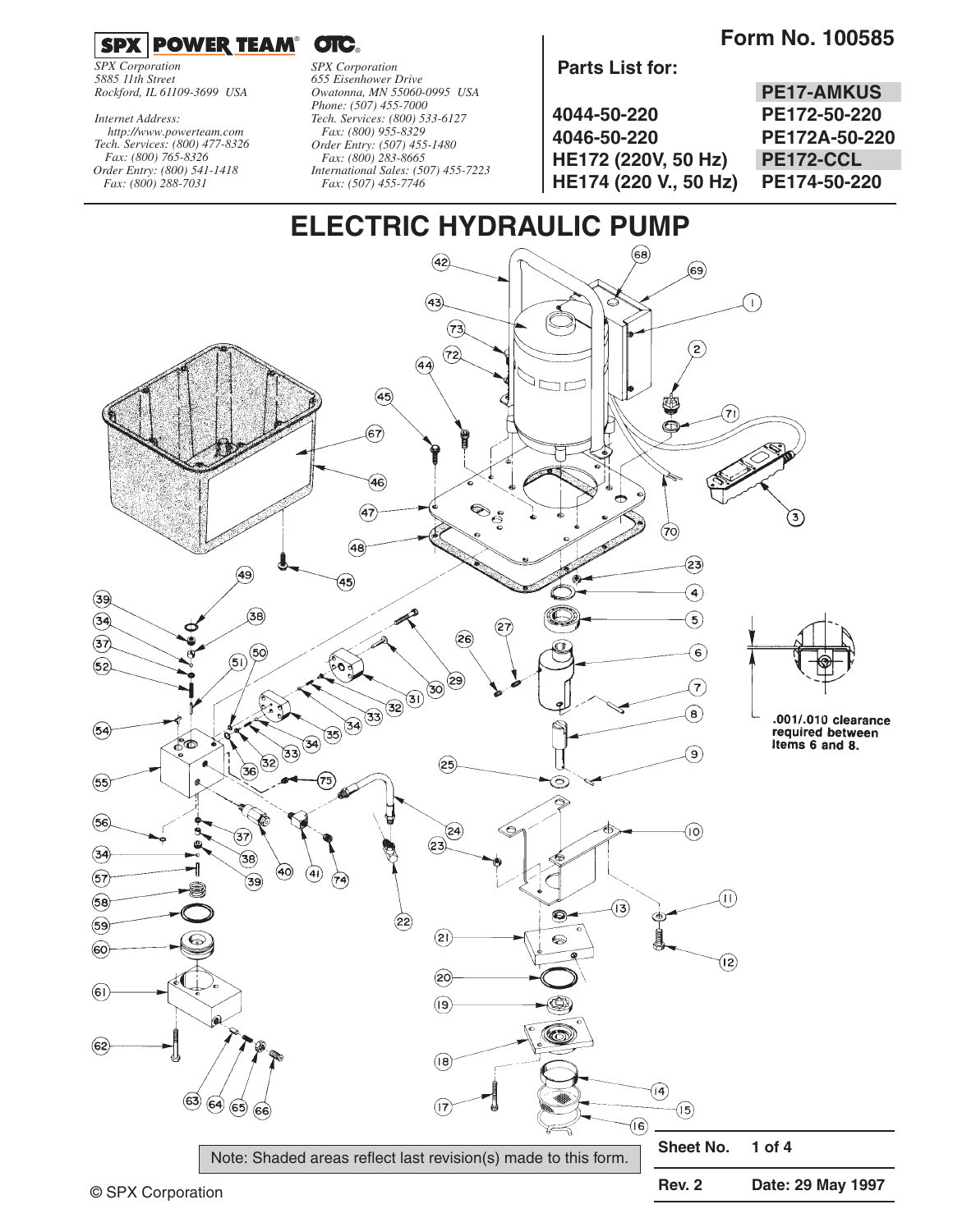**SPX | POWER TEAM® OTC®**

*SPX Corporation*
*5885 11th Street*
*Rockford, IL 61109-3699 USA*

*Internet Address:*
*http://www.powerteam.com*
*Tech. Services: (800) 477-8326*
*Fax: (800) 765-8326*
*Order Entry: (800) 541-1418*
*Fax: (800) 288-7031*

*SPX Corporation*
*655 Eisenhower Drive*
*Owatonna, MN 55060-0995 USA*
*Phone: (507) 455-7000*
*Tech. Services: (800) 533-6127*
*Fax: (800) 955-8329*
*Order Entry: (507) 455-1480*
*Fax: (800) 283-8665*
*International Sales: (507) 455-7223*
*Fax: (507) 455-7746*

**Form No. 100585**

**Parts List for:**

| | |
|---|---|
| | **PE17-AMKUS** |
| **4044-50-220** | **PE172-50-220** |
| **4046-50-220** | **PE172A-50-220** |
| **HE172 (220V, 50 Hz)** | **PE172-CCL** |
| **HE174 (220 V., 50 Hz)** | **PE174-50-220** |

# ELECTRIC HYDRAULIC PUMP

.001/.010 clearance required between Items 6 and 8.

Note: Shaded areas reflect last revision(s) made to this form.

**Sheet No.** 1 of 4

**Rev. 2** **Date: 29 May 1997**

© SPX Corporation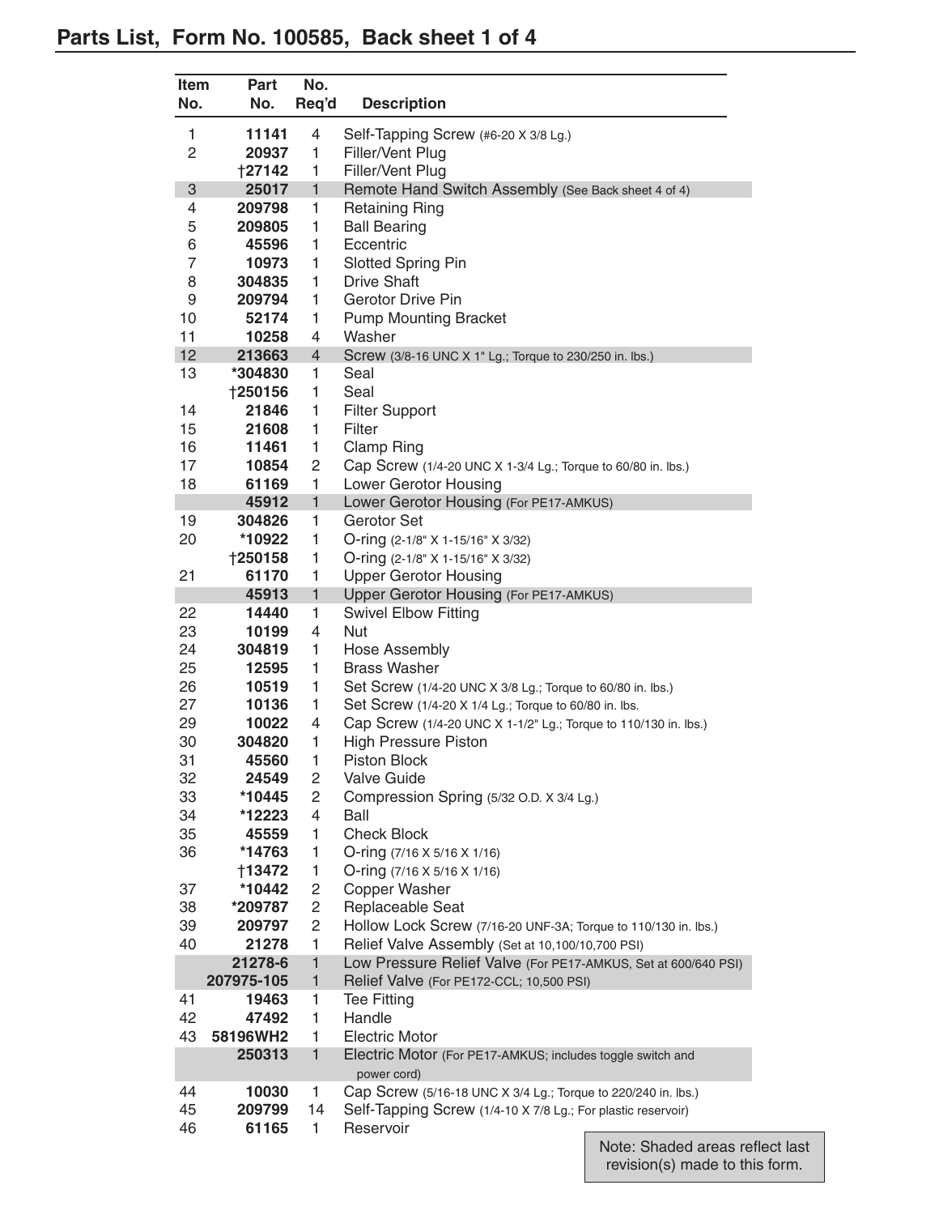## Parts List, Form No. 100585, Back sheet 1 of 4

| Item No. | Part No. | No. Req'd | Description |
|---|---|---|---|
| 1 | **11141** | 4 | Self-Tapping Screw (#6-20 X 3/8 Lg.) |
| 2 | **20937** | 1 | Filler/Vent Plug |
| | **†27142** | 1 | Filler/Vent Plug |
| 3 | **25017** | 1 | Remote Hand Switch Assembly (See Back sheet 4 of 4) |
| 4 | **209798** | 1 | Retaining Ring |
| 5 | **209805** | 1 | Ball Bearing |
| 6 | **45596** | 1 | Eccentric |
| 7 | **10973** | 1 | Slotted Spring Pin |
| 8 | **304835** | 1 | Drive Shaft |
| 9 | **209794** | 1 | Gerotor Drive Pin |
| 10 | **52174** | 1 | Pump Mounting Bracket |
| 11 | **10258** | 4 | Washer |
| 12 | **213663** | 4 | Screw (3/8-16 UNC X 1" Lg.; Torque to 230/250 in. lbs.) |
| 13 | **\*304830** | 1 | Seal |
| | **†250156** | 1 | Seal |
| 14 | **21846** | 1 | Filter Support |
| 15 | **21608** | 1 | Filter |
| 16 | **11461** | 1 | Clamp Ring |
| 17 | **10854** | 2 | Cap Screw (1/4-20 UNC X 1-3/4 Lg.; Torque to 60/80 in. lbs.) |
| 18 | **61169** | 1 | Lower Gerotor Housing |
| | **45912** | 1 | Lower Gerotor Housing (For PE17-AMKUS) |
| 19 | **304826** | 1 | Gerotor Set |
| 20 | **\*10922** | 1 | O-ring (2-1/8" X 1-15/16" X 3/32) |
| | **†250158** | 1 | O-ring (2-1/8" X 1-15/16" X 3/32) |
| 21 | **61170** | 1 | Upper Gerotor Housing |
| | **45913** | 1 | Upper Gerotor Housing (For PE17-AMKUS) |
| 22 | **14440** | 1 | Swivel Elbow Fitting |
| 23 | **10199** | 4 | Nut |
| 24 | **304819** | 1 | Hose Assembly |
| 25 | **12595** | 1 | Brass Washer |
| 26 | **10519** | 1 | Set Screw (1/4-20 UNC X 3/8 Lg.; Torque to 60/80 in. lbs.) |
| 27 | **10136** | 1 | Set Screw (1/4-20 X 1/4 Lg.; Torque to 60/80 in. lbs. |
| 29 | **10022** | 4 | Cap Screw (1/4-20 UNC X 1-1/2" Lg.; Torque to 110/130 in. lbs.) |
| 30 | **304820** | 1 | High Pressure Piston |
| 31 | **45560** | 1 | Piston Block |
| 32 | **24549** | 2 | Valve Guide |
| 33 | **\*10445** | 2 | Compression Spring (5/32 O.D. X 3/4 Lg.) |
| 34 | **\*12223** | 4 | Ball |
| 35 | **45559** | 1 | Check Block |
| 36 | **\*14763** | 1 | O-ring (7/16 X 5/16 X 1/16) |
| | **†13472** | 1 | O-ring (7/16 X 5/16 X 1/16) |
| 37 | **\*10442** | 2 | Copper Washer |
| 38 | **\*209787** | 2 | Replaceable Seat |
| 39 | **209797** | 2 | Hollow Lock Screw (7/16-20 UNF-3A; Torque to 110/130 in. lbs.) |
| 40 | **21278** | 1 | Relief Valve Assembly (Set at 10,100/10,700 PSI) |
| | **21278-6** | 1 | Low Pressure Relief Valve (For PE17-AMKUS, Set at 600/640 PSI) |
| | **207975-105** | 1 | Relief Valve (For PE172-CCL; 10,500 PSI) |
| 41 | **19463** | 1 | Tee Fitting |
| 42 | **47492** | 1 | Handle |
| 43 | **58196WH2** | 1 | Electric Motor |
| | **250313** | 1 | Electric Motor (For PE17-AMKUS; includes toggle switch and power cord) |
| 44 | **10030** | 1 | Cap Screw (5/16-18 UNC X 3/4 Lg.; Torque to 220/240 in. lbs.) |
| 45 | **209799** | 14 | Self-Tapping Screw (1/4-10 X 7/8 Lg.; For plastic reservoir) |
| 46 | **61165** | 1 | Reservoir |

Note: Shaded areas reflect last revision(s) made to this form.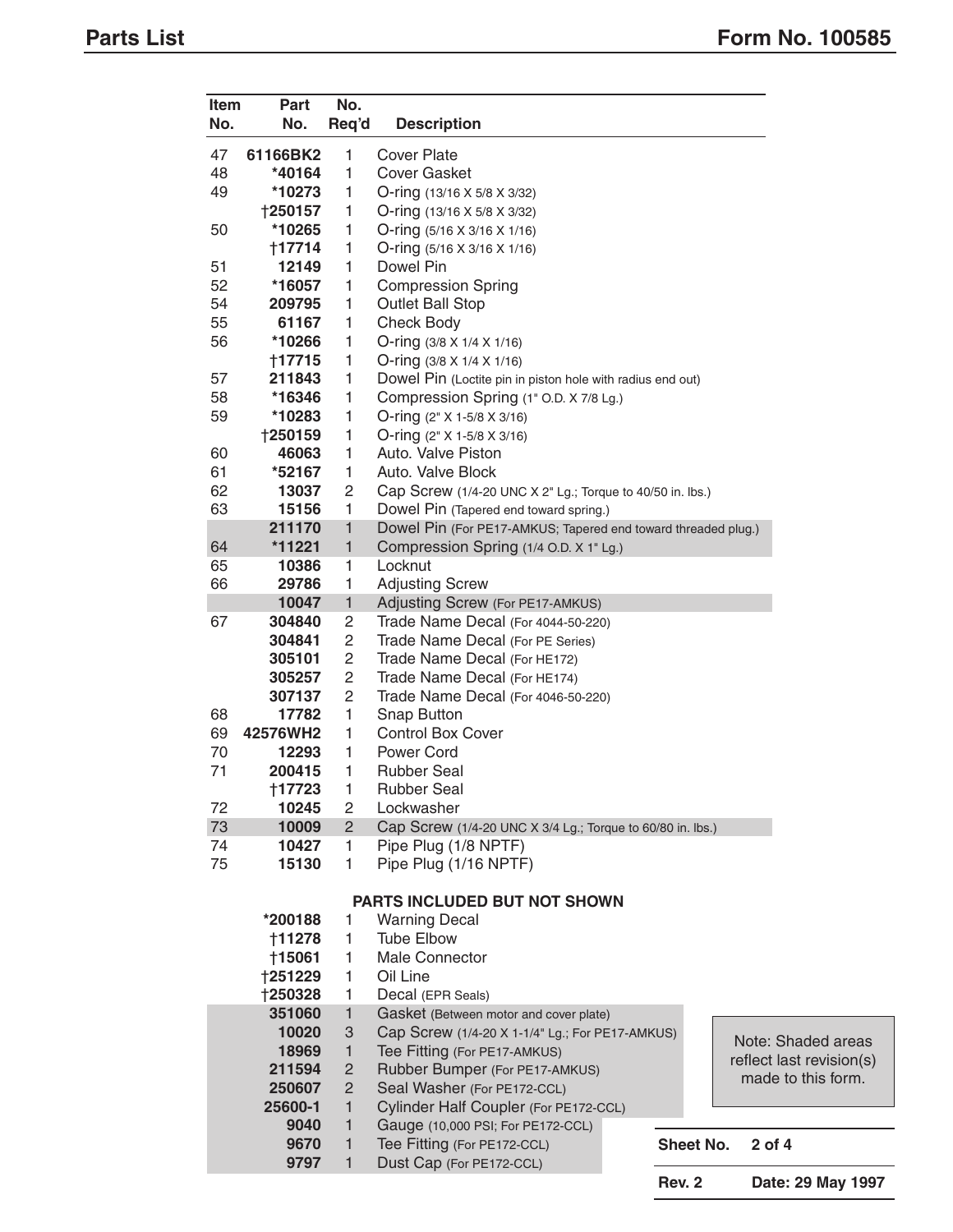# Parts List

**Form No. 100585**

| Item No. | Part No. | No. Req'd | Description |
|---|---|---|---|
| 47 | **61166BK2** | 1 | Cover Plate |
| 48 | **\*40164** | 1 | Cover Gasket |
| 49 | **\*10273** | 1 | O-ring (13/16 X 5/8 X 3/32) |
| | **†250157** | 1 | O-ring (13/16 X 5/8 X 3/32) |
| 50 | **\*10265** | 1 | O-ring (5/16 X 3/16 X 1/16) |
| | **†17714** | 1 | O-ring (5/16 X 3/16 X 1/16) |
| 51 | **12149** | 1 | Dowel Pin |
| 52 | **\*16057** | 1 | Compression Spring |
| 54 | **209795** | 1 | Outlet Ball Stop |
| 55 | **61167** | 1 | Check Body |
| 56 | **\*10266** | 1 | O-ring (3/8 X 1/4 X 1/16) |
| | **†17715** | 1 | O-ring (3/8 X 1/4 X 1/16) |
| 57 | **211843** | 1 | Dowel Pin (Loctite pin in piston hole with radius end out) |
| 58 | **\*16346** | 1 | Compression Spring (1" O.D. X 7/8 Lg.) |
| 59 | **\*10283** | 1 | O-ring (2" X 1-5/8 X 3/16) |
| | **†250159** | 1 | O-ring (2" X 1-5/8 X 3/16) |
| 60 | **46063** | 1 | Auto. Valve Piston |
| 61 | **\*52167** | 1 | Auto. Valve Block |
| 62 | **13037** | 2 | Cap Screw (1/4-20 UNC X 2" Lg.; Torque to 40/50 in. lbs.) |
| 63 | **15156** | 1 | Dowel Pin (Tapered end toward spring.) |
| | **211170** | 1 | Dowel Pin (For PE17-AMKUS; Tapered end toward threaded plug.) |
| 64 | **\*11221** | 1 | Compression Spring (1/4 O.D. X 1" Lg.) |
| 65 | **10386** | 1 | Locknut |
| 66 | **29786** | 1 | Adjusting Screw |
| | **10047** | 1 | Adjusting Screw (For PE17-AMKUS) |
| 67 | **304840** | 2 | Trade Name Decal (For 4044-50-220) |
| | **304841** | 2 | Trade Name Decal (For PE Series) |
| | **305101** | 2 | Trade Name Decal (For HE172) |
| | **305257** | 2 | Trade Name Decal (For HE174) |
| | **307137** | 2 | Trade Name Decal (For 4046-50-220) |
| 68 | **17782** | 1 | Snap Button |
| 69 | **42576WH2** | 1 | Control Box Cover |
| 70 | **12293** | 1 | Power Cord |
| 71 | **200415** | 1 | Rubber Seal |
| | **†17723** | 1 | Rubber Seal |
| 72 | **10245** | 2 | Lockwasher |
| 73 | **10009** | 2 | Cap Screw (1/4-20 UNC X 3/4 Lg.; Torque to 60/80 in. lbs.) |
| 74 | **10427** | 1 | Pipe Plug (1/8 NPTF) |
| 75 | **15130** | 1 | Pipe Plug (1/16 NPTF) |
| | | | **PARTS INCLUDED BUT NOT SHOWN** |
| | **\*200188** | 1 | Warning Decal |
| | **†11278** | 1 | Tube Elbow |
| | **†15061** | 1 | Male Connector |
| | **†251229** | 1 | Oil Line |
| | **†250328** | 1 | Decal (EPR Seals) |
| | **351060** | 1 | Gasket (Between motor and cover plate) |
| | **10020** | 3 | Cap Screw (1/4-20 X 1-1/4" Lg.; For PE17-AMKUS) |
| | **18969** | 1 | Tee Fitting (For PE17-AMKUS) |
| | **211594** | 2 | Rubber Bumper (For PE17-AMKUS) |
| | **250607** | 2 | Seal Washer (For PE172-CCL) |
| | **25600-1** | 1 | Cylinder Half Coupler (For PE172-CCL) |
| | **9040** | 1 | Gauge (10,000 PSI; For PE172-CCL) |
| | **9670** | 1 | Tee Fitting (For PE172-CCL) |
| | **9797** | 1 | Dust Cap (For PE172-CCL) |

Note: Shaded areas reflect last revision(s) made to this form.

**Sheet No.** 2 of 4

**Rev. 2** **Date: 29 May 1997**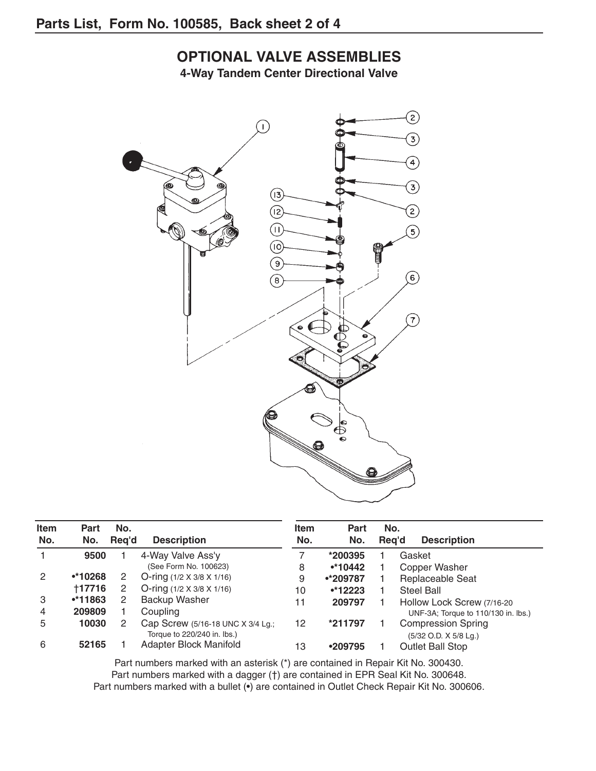## OPTIONAL VALVE ASSEMBLIES

### 4-Way Tandem Center Directional Valve

| Item No. | Part No. | No. Req'd | Description |
|---|---|---|---|
| 1 | 9500 | 1 | 4-Way Valve Ass'y (See Form No. 100623) |
| 2 | •*10268 | 2 | O-ring (1/2 X 3/8 X 1/16) |
| | †17716 | 2 | O-ring (1/2 X 3/8 X 1/16) |
| 3 | •*11863 | 2 | Backup Washer |
| 4 | 209809 | 1 | Coupling |
| 5 | 10030 | 2 | Cap Screw (5/16-18 UNC X 3/4 Lg.; Torque to 220/240 in. lbs.) |
| 6 | 52165 | 1 | Adapter Block Manifold |
| 7 | *200395 | 1 | Gasket |
| 8 | •*10442 | 1 | Copper Washer |
| 9 | •*209787 | 1 | Replaceable Seat |
| 10 | •*12223 | 1 | Steel Ball |
| 11 | 209797 | 1 | Hollow Lock Screw (7/16-20 UNF-3A; Torque to 110/130 in. lbs.) |
| 12 | *211797 | 1 | Compression Spring (5/32 O.D. X 5/8 Lg.) |
| 13 | •209795 | 1 | Outlet Ball Stop |

Part numbers marked with an asterisk (*) are contained in Repair Kit No. 300430.
Part numbers marked with a dagger (†) are contained in EPR Seal Kit No. 300648.
Part numbers marked with a bullet (•) are contained in Outlet Check Repair Kit No. 300606.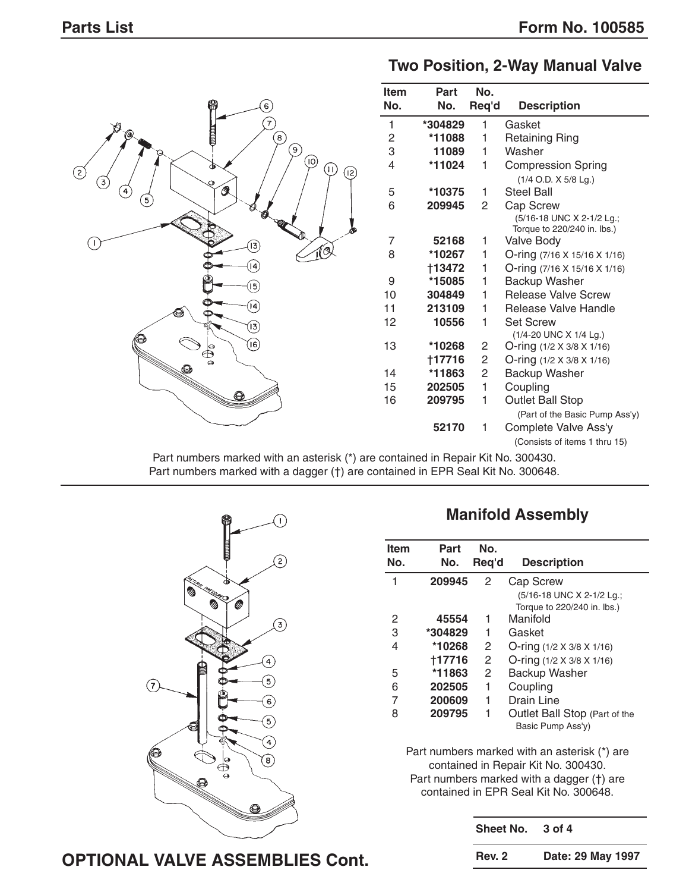## Two Position, 2-Way Manual Valve

| Item No. | Part No. | No. Req'd | Description |
|---|---|---|---|
| 1 | *304829 | 1 | Gasket |
| 2 | *11088 | 1 | Retaining Ring |
| 3 | 11089 | 1 | Washer |
| 4 | *11024 | 1 | Compression Spring (1/4 O.D. X 5/8 Lg.) |
| 5 | *10375 | 1 | Steel Ball |
| 6 | 209945 | 2 | Cap Screw (5/16-18 UNC X 2-1/2 Lg.; Torque to 220/240 in. lbs.) |
| 7 | 52168 | 1 | Valve Body |
| 8 | *10267 | 1 | O-ring (7/16 X 15/16 X 1/16) |
|  | †13472 | 1 | O-ring (7/16 X 15/16 X 1/16) |
| 9 | *15085 | 1 | Backup Washer |
| 10 | 304849 | 1 | Release Valve Screw |
| 11 | 213109 | 1 | Release Valve Handle |
| 12 | 10556 | 1 | Set Screw (1/4-20 UNC X 1/4 Lg.) |
| 13 | *10268 | 2 | O-ring (1/2 X 3/8 X 1/16) |
|  | †17716 | 2 | O-ring (1/2 X 3/8 X 1/16) |
| 14 | *11863 | 2 | Backup Washer |
| 15 | 202505 | 1 | Coupling |
| 16 | 209795 | 1 | Outlet Ball Stop (Part of the Basic Pump Ass'y) |
|  | 52170 | 1 | Complete Valve Ass'y (Consists of items 1 thru 15) |

Part numbers marked with an asterisk (*) are contained in Repair Kit No. 300430.
Part numbers marked with a dagger (†) are contained in EPR Seal Kit No. 300648.

## Manifold Assembly

| Item No. | Part No. | No. Req'd | Description |
|---|---|---|---|
| 1 | 209945 | 2 | Cap Screw (5/16-18 UNC X 2-1/2 Lg.; Torque to 220/240 in. lbs.) |
| 2 | 45554 | 1 | Manifold |
| 3 | *304829 | 1 | Gasket |
| 4 | *10268 | 2 | O-ring (1/2 X 3/8 X 1/16) |
|  | †17716 | 2 | O-ring (1/2 X 3/8 X 1/16) |
| 5 | *11863 | 2 | Backup Washer |
| 6 | 202505 | 1 | Coupling |
| 7 | 200609 | 1 | Drain Line |
| 8 | 209795 | 1 | Outlet Ball Stop (Part of the Basic Pump Ass'y) |

Part numbers marked with an asterisk (*) are contained in Repair Kit No. 300430.
Part numbers marked with a dagger (†) are contained in EPR Seal Kit No. 300648.

## OPTIONAL VALVE ASSEMBLIES Cont.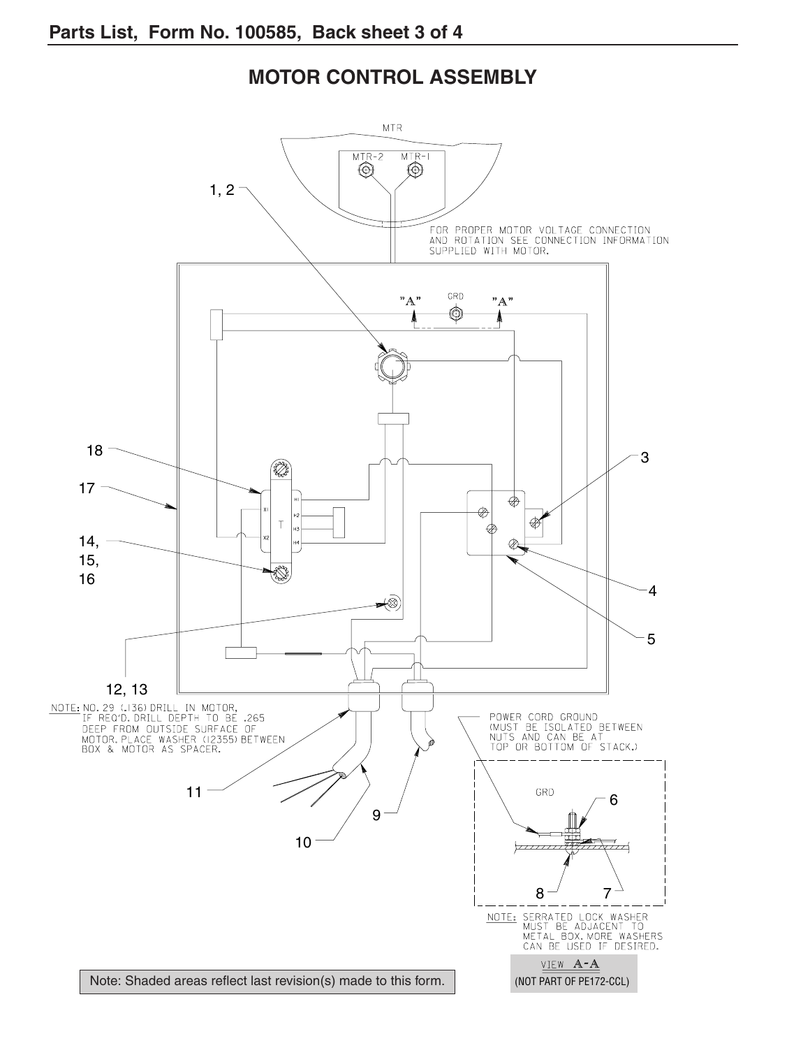## MOTOR CONTROL ASSEMBLY

MTR

MTR-2 MTR-1

1, 2

FOR PROPER MOTOR VOLTAGE CONNECTION AND ROTATION SEE CONNECTION INFORMATION SUPPLIED WITH MOTOR.

"A" GRD "A"

18

17

14, 15, 16

3

4

5

12, 13

NOTE: NO. 29 (.136) DRILL IN MOTOR, IF REQ'D. DRILL DEPTH TO BE .265 DEEP FROM OUTSIDE SURFACE OF MOTOR. PLACE WASHER (12355) BETWEEN BOX & MOTOR AS SPACER.

POWER CORD GROUND (MUST BE ISOLATED BETWEEN NUTS AND CAN BE AT TOP OR BOTTOM OF STACK.)

11

9

10

GRD

6

8

7

NOTE: SERRATED LOCK WASHER MUST BE ADJACENT TO METAL BOX. MORE WASHERS CAN BE USED IF DESIRED.

VIEW A-A

(NOT PART OF PE172-CCL)

Note: Shaded areas reflect last revision(s) made to this form.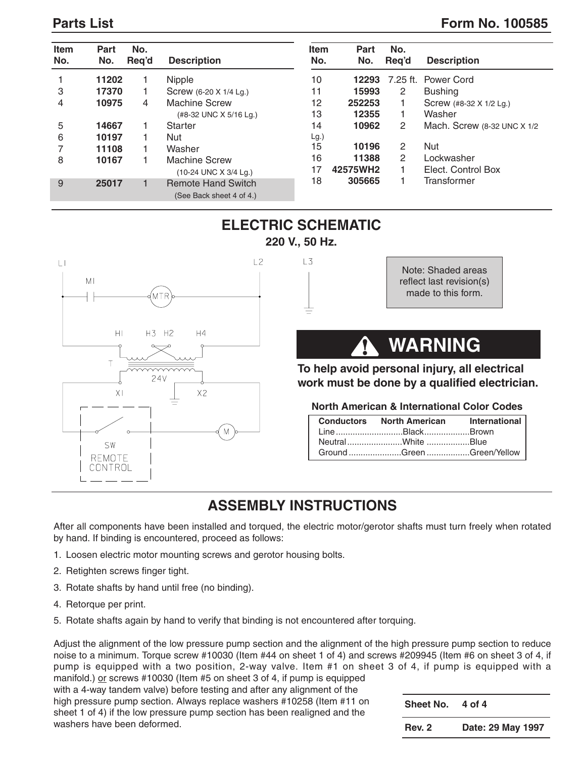## Parts List

**Form No. 100585**

| Item No. | Part No. | No. Req'd | Description |
|---|---|---|---|
| 1 | **11202** | 1 | Nipple |
| 3 | **17370** | 1 | Screw (6-20 X 1/4 Lg.) |
| 4 | **10975** | 4 | Machine Screw (#8-32 UNC X 5/16 Lg.) |
| 5 | **14667** | 1 | Starter |
| 6 | **10197** | 1 | Nut |
| 7 | **11108** | 1 | Washer |
| 8 | **10167** | 1 | Machine Screw (10-24 UNC X 3/4 Lg.) |
| 9 | **25017** | 1 | Remote Hand Switch (See Back sheet 4 of 4.) |
| 10 | **12293** | 7.25 ft. | Power Cord |
| 11 | **15993** | 2 | Bushing |
| 12 | **252253** | 1 | Screw (#8-32 X 1/2 Lg.) |
| 13 | **12355** | 1 | Washer |
| 14 | **10962** | 2 | Mach. Screw (8-32 UNC X 1/2 Lg.) |
| 15 | **10196** | 2 | Nut |
| 16 | **11388** | 2 | Lockwasher |
| 17 | **42575WH2** | 1 | Elect. Control Box |
| 18 | **305665** | 1 | Transformer |

## ELECTRIC SCHEMATIC

**220 V., 50 Hz.**

L1 L2 L3 M1 MTR H1 H3 H2 H4 T 24V X1 X2 SW M REMOTE CONTROL

Note: Shaded areas reflect last revision(s) made to this form.

## ⚠ WARNING

**To help avoid personal injury, all electrical work must be done by a qualified electrician.**

**North American & International Color Codes**

| Conductors | North American | International |
|---|---|---|
| Line | Black | Brown |
| Neutral | White | Blue |
| Ground | Green | Green/Yellow |

## ASSEMBLY INSTRUCTIONS

After all components have been installed and torqued, the electric motor/gerotor shafts must turn freely when rotated by hand. If binding is encountered, proceed as follows:

1. Loosen electric motor mounting screws and gerotor housing bolts.
2. Retighten screws finger tight.
3. Rotate shafts by hand until free (no binding).
4. Retorque per print.
5. Rotate shafts again by hand to verify that binding is not encountered after torquing.

Adjust the alignment of the low pressure pump section and the alignment of the high pressure pump section to reduce noise to a minimum. Torque screw #10030 (Item #44 on sheet 1 of 4) and screws #209945 (Item #6 on sheet 3 of 4, if pump is equipped with a two position, 2-way valve. Item #1 on sheet 3 of 4, if pump is equipped with a manifold.) or screws #10030 (Item #5 on sheet 3 of 4, if pump is equipped with a 4-way tandem valve) before testing and after any alignment of the high pressure pump section. Always replace washers #10258 (Item #11 on sheet 1 of 4) if the low pressure pump section has been realigned and the washers have been deformed.

| Sheet No. | 4 of 4 |
|---|---|
| Rev. 2 | Date: 29 May 1997 |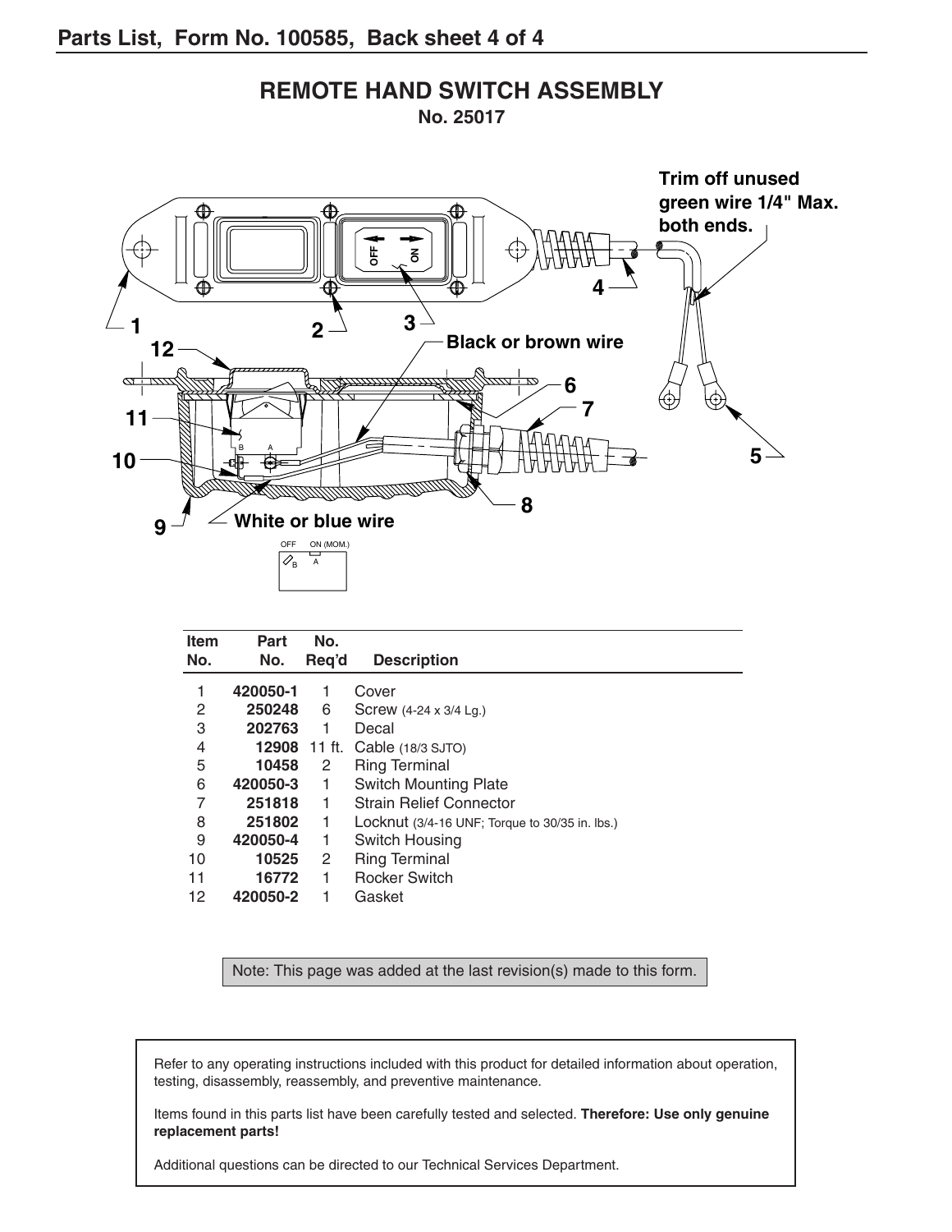# REMOTE HAND SWITCH ASSEMBLY

**No. 25017**

Trim off unused green wire 1/4" Max. both ends.

Black or brown wire

White or blue wire

OFF ON (MOM.)

B A

| Item No. | Part No. | No. Req'd | Description |
|---|---|---|---|
| 1 | **420050-1** | 1 | Cover |
| 2 | **250248** | 6 | Screw (4-24 x 3/4 Lg.) |
| 3 | **202763** | 1 | Decal |
| 4 | **12908** | 11 ft. | Cable (18/3 SJTO) |
| 5 | **10458** | 2 | Ring Terminal |
| 6 | **420050-3** | 1 | Switch Mounting Plate |
| 7 | **251818** | 1 | Strain Relief Connector |
| 8 | **251802** | 1 | Locknut (3/4-16 UNF; Torque to 30/35 in. lbs.) |
| 9 | **420050-4** | 1 | Switch Housing |
| 10 | **10525** | 2 | Ring Terminal |
| 11 | **16772** | 1 | Rocker Switch |
| 12 | **420050-2** | 1 | Gasket |

Note: This page was added at the last revision(s) made to this form.

Refer to any operating instructions included with this product for detailed information about operation, testing, disassembly, reassembly, and preventive maintenance.

Items found in this parts list have been carefully tested and selected. **Therefore: Use only genuine replacement parts!**

Additional questions can be directed to our Technical Services Department.